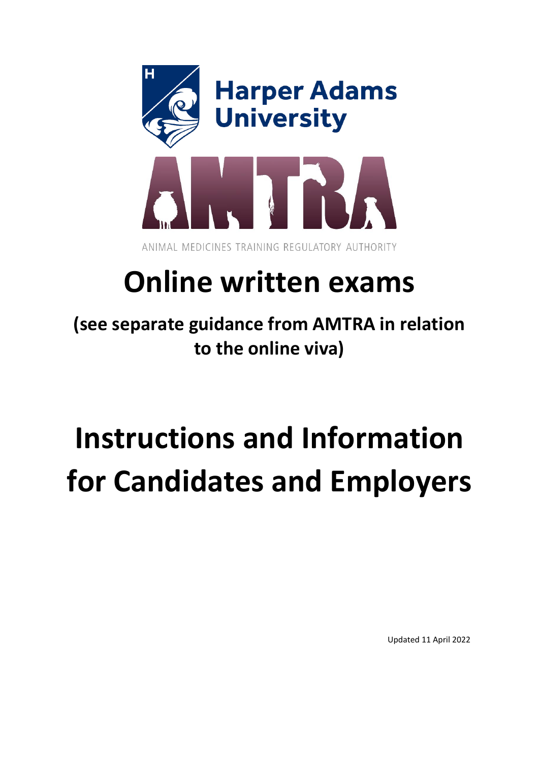Harper Adams University

AMTRA

ANIMAL MEDICINES TRAINING REGULATORY AUTHORITY

# Online written exams

## (see separate guidance from AMTRA in relation to the online viva)

# Instructions and Information for Candidates and Employers

Updated 11 April 2022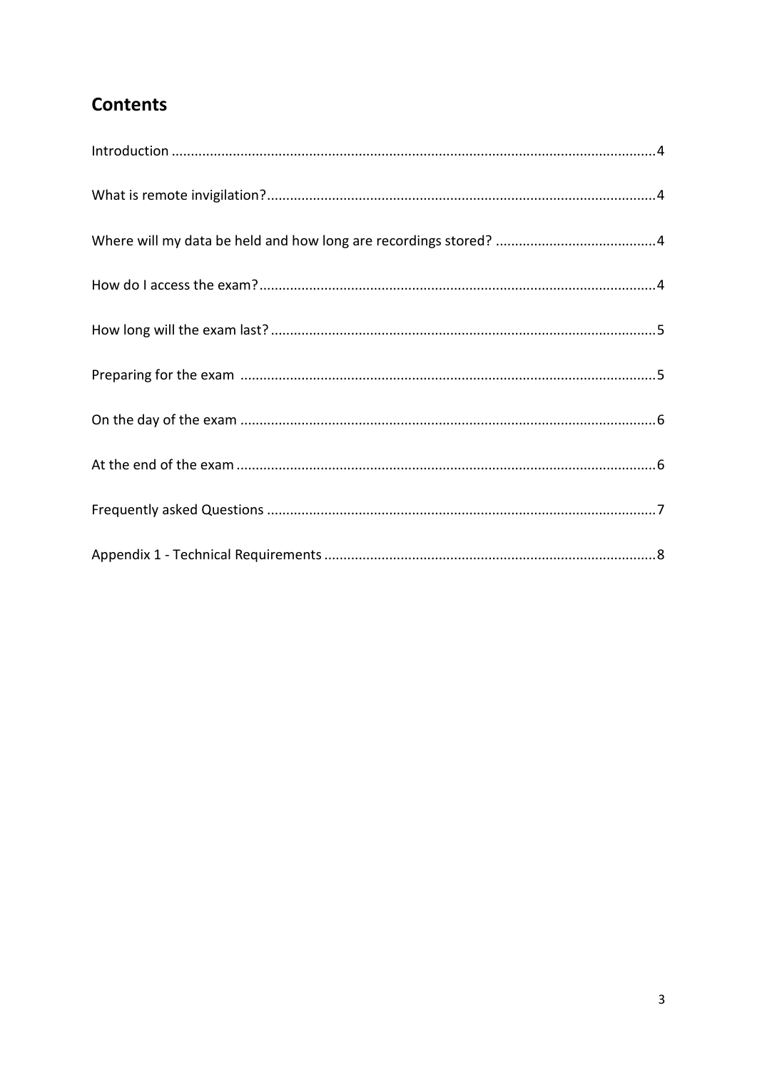## Contents

Introduction .....4

What is remote invigilation? .....4

Where will my data be held and how long are recordings stored? .....4

How do I access the exam? .....4

How long will the exam last? .....5

Preparing for the exam .....5

On the day of the exam .....6

At the end of the exam .....6

Frequently asked Questions .....7

Appendix 1 - Technical Requirements .....8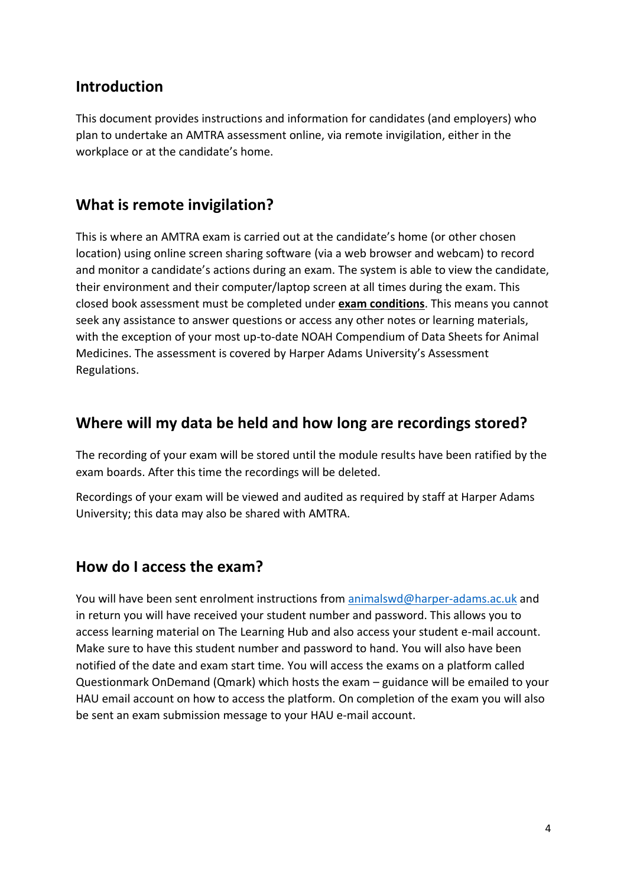## Introduction

This document provides instructions and information for candidates (and employers) who plan to undertake an AMTRA assessment online, via remote invigilation, either in the workplace or at the candidate's home.

## What is remote invigilation?

This is where an AMTRA exam is carried out at the candidate's home (or other chosen location) using online screen sharing software (via a web browser and webcam) to record and monitor a candidate's actions during an exam. The system is able to view the candidate, their environment and their computer/laptop screen at all times during the exam. This closed book assessment must be completed under **exam conditions**. This means you cannot seek any assistance to answer questions or access any other notes or learning materials, with the exception of your most up-to-date NOAH Compendium of Data Sheets for Animal Medicines. The assessment is covered by Harper Adams University's Assessment Regulations.

## Where will my data be held and how long are recordings stored?

The recording of your exam will be stored until the module results have been ratified by the exam boards. After this time the recordings will be deleted.

Recordings of your exam will be viewed and audited as required by staff at Harper Adams University; this data may also be shared with AMTRA.

## How do I access the exam?

You will have been sent enrolment instructions from animalswd@harper-adams.ac.uk and in return you will have received your student number and password. This allows you to access learning material on The Learning Hub and also access your student e-mail account. Make sure to have this student number and password to hand. You will also have been notified of the date and exam start time. You will access the exams on a platform called Questionmark OnDemand (Qmark) which hosts the exam – guidance will be emailed to your HAU email account on how to access the platform. On completion of the exam you will also be sent an exam submission message to your HAU e-mail account.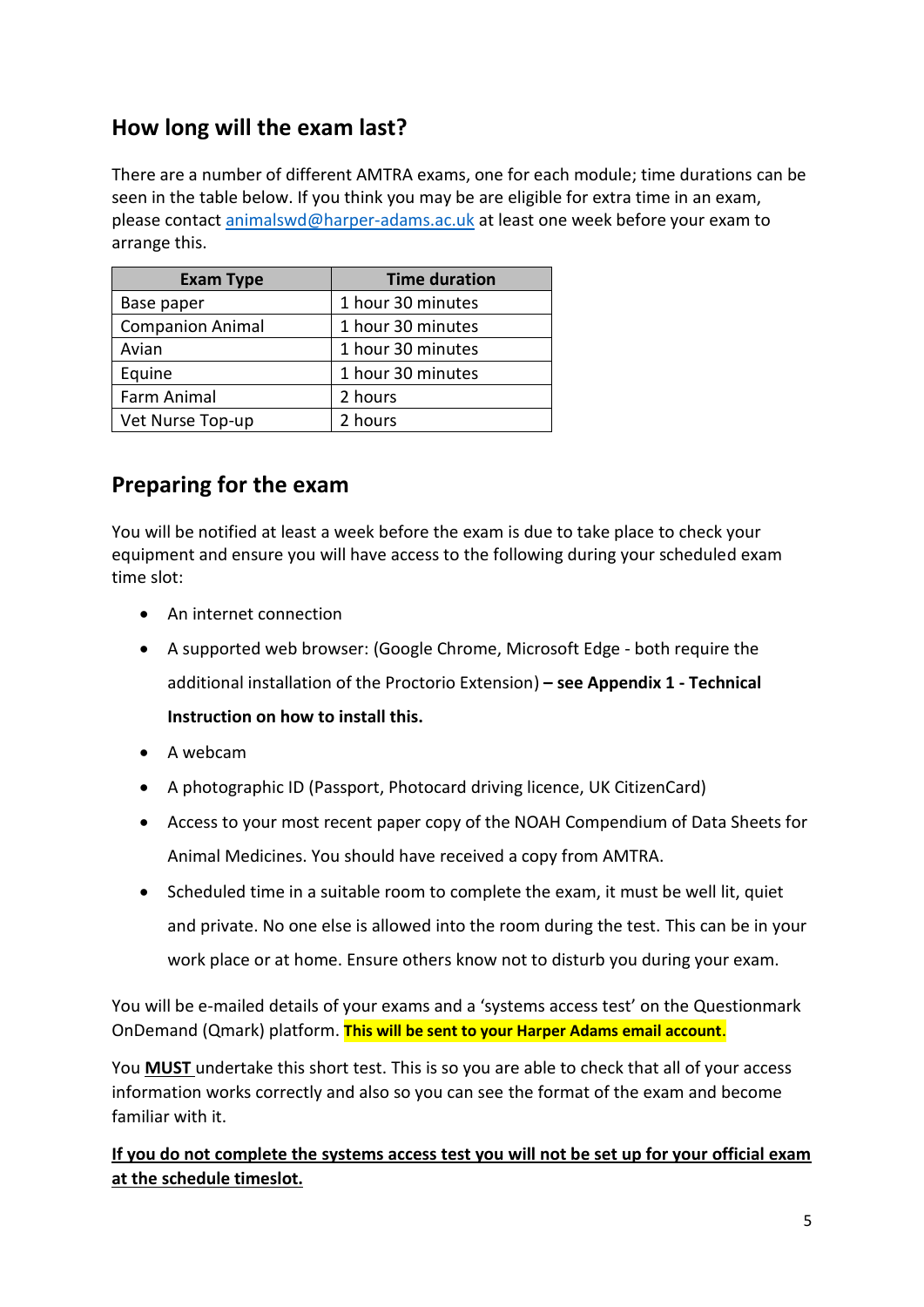## How long will the exam last?

There are a number of different AMTRA exams, one for each module; time durations can be seen in the table below. If you think you may be are eligible for extra time in an exam, please contact animalswd@harper-adams.ac.uk at least one week before your exam to arrange this.

| Exam Type | Time duration |
|---|---|
| Base paper | 1 hour 30 minutes |
| Companion Animal | 1 hour 30 minutes |
| Avian | 1 hour 30 minutes |
| Equine | 1 hour 30 minutes |
| Farm Animal | 2 hours |
| Vet Nurse Top-up | 2 hours |

## Preparing for the exam

You will be notified at least a week before the exam is due to take place to check your equipment and ensure you will have access to the following during your scheduled exam time slot:

- An internet connection
- A supported web browser: (Google Chrome, Microsoft Edge - both require the additional installation of the Proctorio Extension) **– see Appendix 1 - Technical Instruction on how to install this.**
- A webcam
- A photographic ID (Passport, Photocard driving licence, UK CitizenCard)
- Access to your most recent paper copy of the NOAH Compendium of Data Sheets for Animal Medicines. You should have received a copy from AMTRA.
- Scheduled time in a suitable room to complete the exam, it must be well lit, quiet and private. No one else is allowed into the room during the test. This can be in your work place or at home. Ensure others know not to disturb you during your exam.

You will be e-mailed details of your exams and a 'systems access test' on the Questionmark OnDemand (Qmark) platform. **This will be sent to your Harper Adams email account**.

You **MUST** undertake this short test. This is so you are able to check that all of your access information works correctly and also so you can see the format of the exam and become familiar with it.

**If you do not complete the systems access test you will not be set up for your official exam at the schedule timeslot.**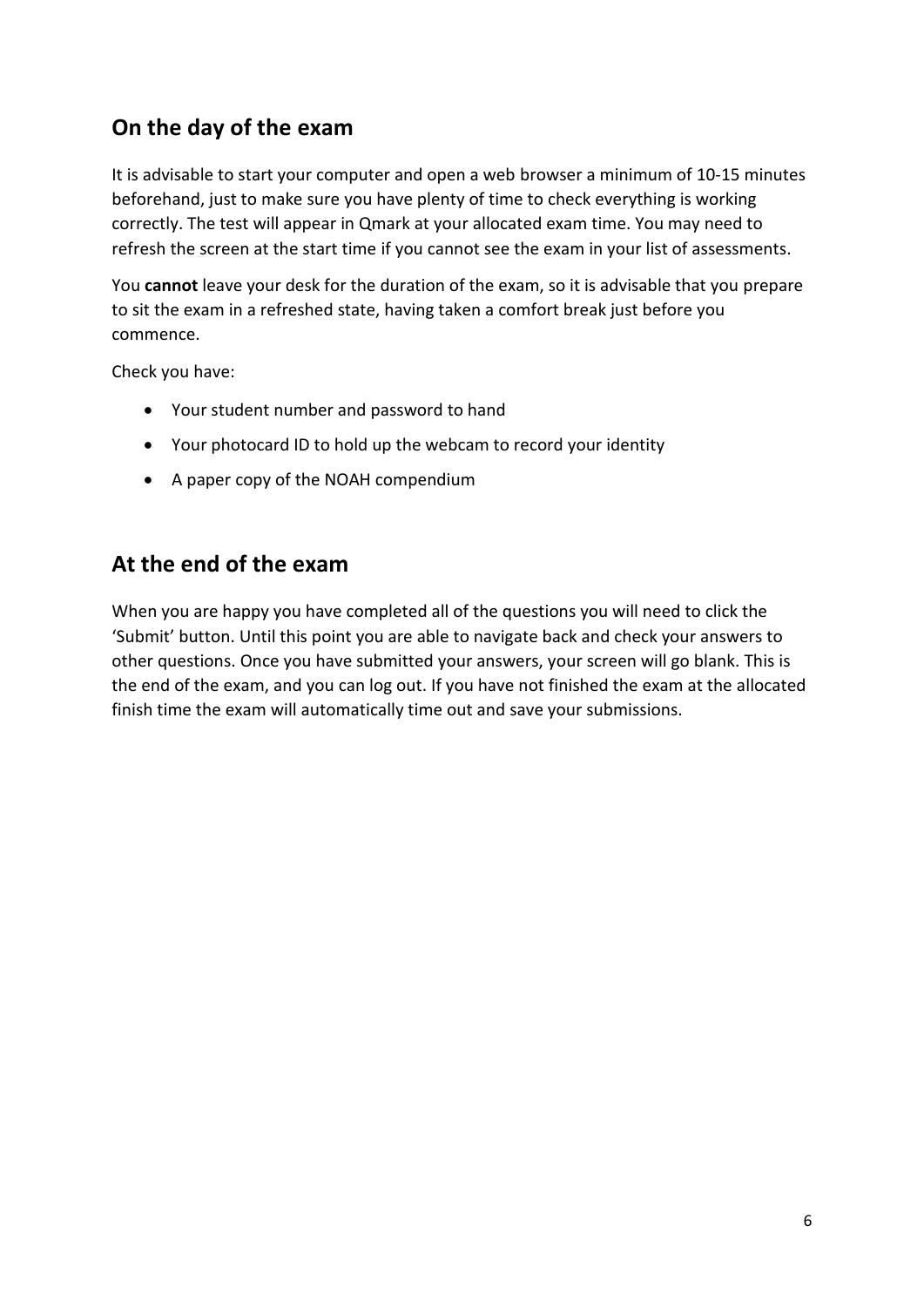## On the day of the exam

It is advisable to start your computer and open a web browser a minimum of 10-15 minutes beforehand, just to make sure you have plenty of time to check everything is working correctly. The test will appear in Qmark at your allocated exam time. You may need to refresh the screen at the start time if you cannot see the exam in your list of assessments.

You **cannot** leave your desk for the duration of the exam, so it is advisable that you prepare to sit the exam in a refreshed state, having taken a comfort break just before you commence.

Check you have:

- Your student number and password to hand
- Your photocard ID to hold up the webcam to record your identity
- A paper copy of the NOAH compendium

## At the end of the exam

When you are happy you have completed all of the questions you will need to click the 'Submit' button. Until this point you are able to navigate back and check your answers to other questions. Once you have submitted your answers, your screen will go blank. This is the end of the exam, and you can log out. If you have not finished the exam at the allocated finish time the exam will automatically time out and save your submissions.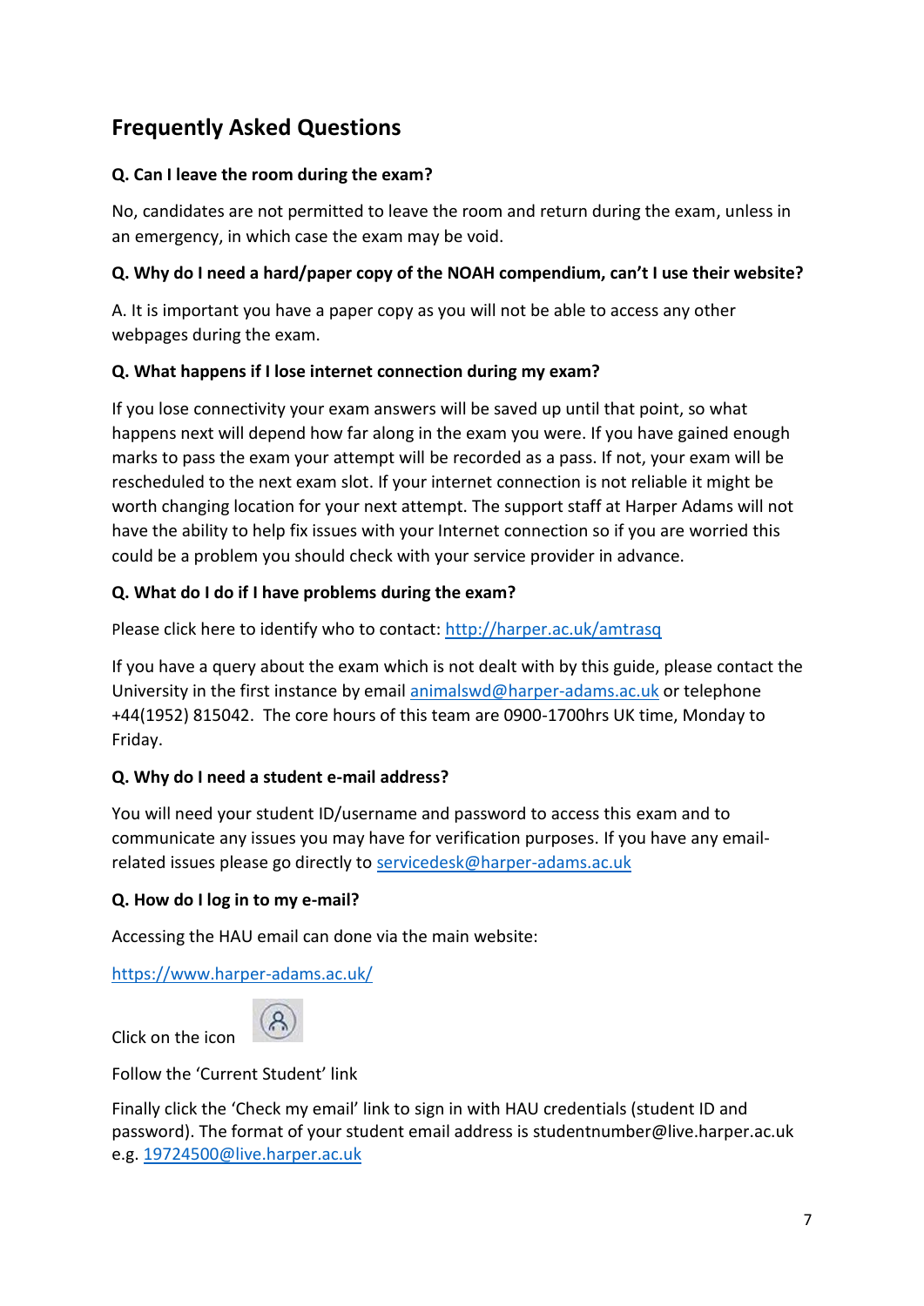## Frequently Asked Questions

**Q. Can I leave the room during the exam?**

No, candidates are not permitted to leave the room and return during the exam, unless in an emergency, in which case the exam may be void.

**Q. Why do I need a hard/paper copy of the NOAH compendium, can't I use their website?**

A. It is important you have a paper copy as you will not be able to access any other webpages during the exam.

**Q. What happens if I lose internet connection during my exam?**

If you lose connectivity your exam answers will be saved up until that point, so what happens next will depend how far along in the exam you were. If you have gained enough marks to pass the exam your attempt will be recorded as a pass. If not, your exam will be rescheduled to the next exam slot. If your internet connection is not reliable it might be worth changing location for your next attempt. The support staff at Harper Adams will not have the ability to help fix issues with your Internet connection so if you are worried this could be a problem you should check with your service provider in advance.

**Q. What do I do if I have problems during the exam?**

Please click here to identify who to contact: http://harper.ac.uk/amtrasq

If you have a query about the exam which is not dealt with by this guide, please contact the University in the first instance by email animalswd@harper-adams.ac.uk or telephone +44(1952) 815042. The core hours of this team are 0900-1700hrs UK time, Monday to Friday.

**Q. Why do I need a student e-mail address?**

You will need your student ID/username and password to access this exam and to communicate any issues you may have for verification purposes. If you have any email-related issues please go directly to servicedesk@harper-adams.ac.uk

**Q. How do I log in to my e-mail?**

Accessing the HAU email can done via the main website:

https://www.harper-adams.ac.uk/

Click on the icon

Follow the 'Current Student' link

Finally click the 'Check my email' link to sign in with HAU credentials (student ID and password). The format of your student email address is studentnumber@live.harper.ac.uk e.g. 19724500@live.harper.ac.uk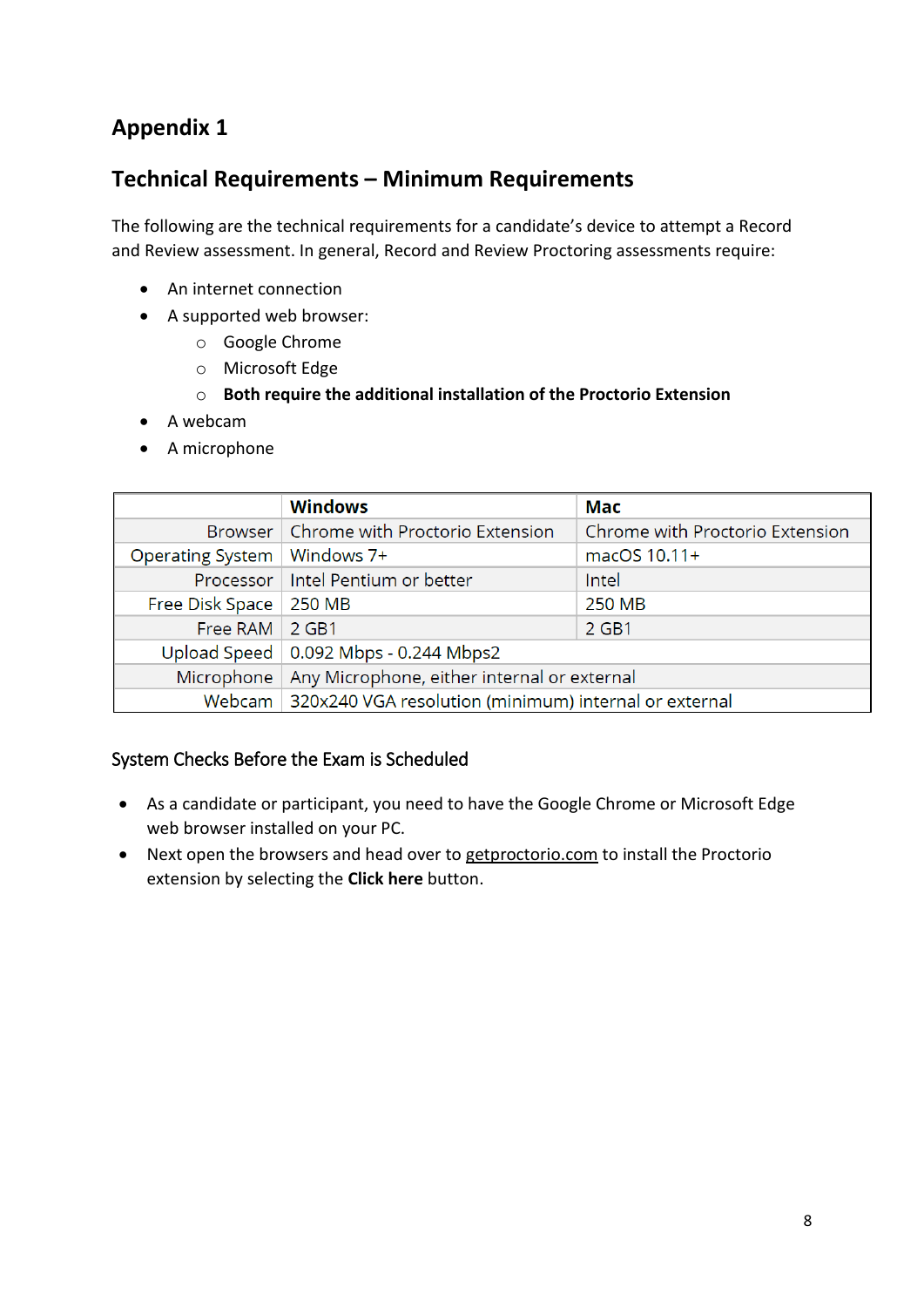## Appendix 1

## Technical Requirements – Minimum Requirements

The following are the technical requirements for a candidate's device to attempt a Record and Review assessment. In general, Record and Review Proctoring assessments require:

- An internet connection
- A supported web browser:
  - Google Chrome
  - Microsoft Edge
  - **Both require the additional installation of the Proctorio Extension**
- A webcam
- A microphone

| | Windows | Mac |
|---|---|---|
| Browser | Chrome with Proctorio Extension | Chrome with Proctorio Extension |
| Operating System | Windows 7+ | macOS 10.11+ |
| Processor | Intel Pentium or better | Intel |
| Free Disk Space | 250 MB | 250 MB |
| Free RAM | 2 GB1 | 2 GB1 |
| Upload Speed | 0.092 Mbps - 0.244 Mbps2 | |
| Microphone | Any Microphone, either internal or external | |
| Webcam | 320x240 VGA resolution (minimum) internal or external | |

### System Checks Before the Exam is Scheduled

- As a candidate or participant, you need to have the Google Chrome or Microsoft Edge web browser installed on your PC.
- Next open the browsers and head over to getproctorio.com to install the Proctorio extension by selecting the **Click here** button.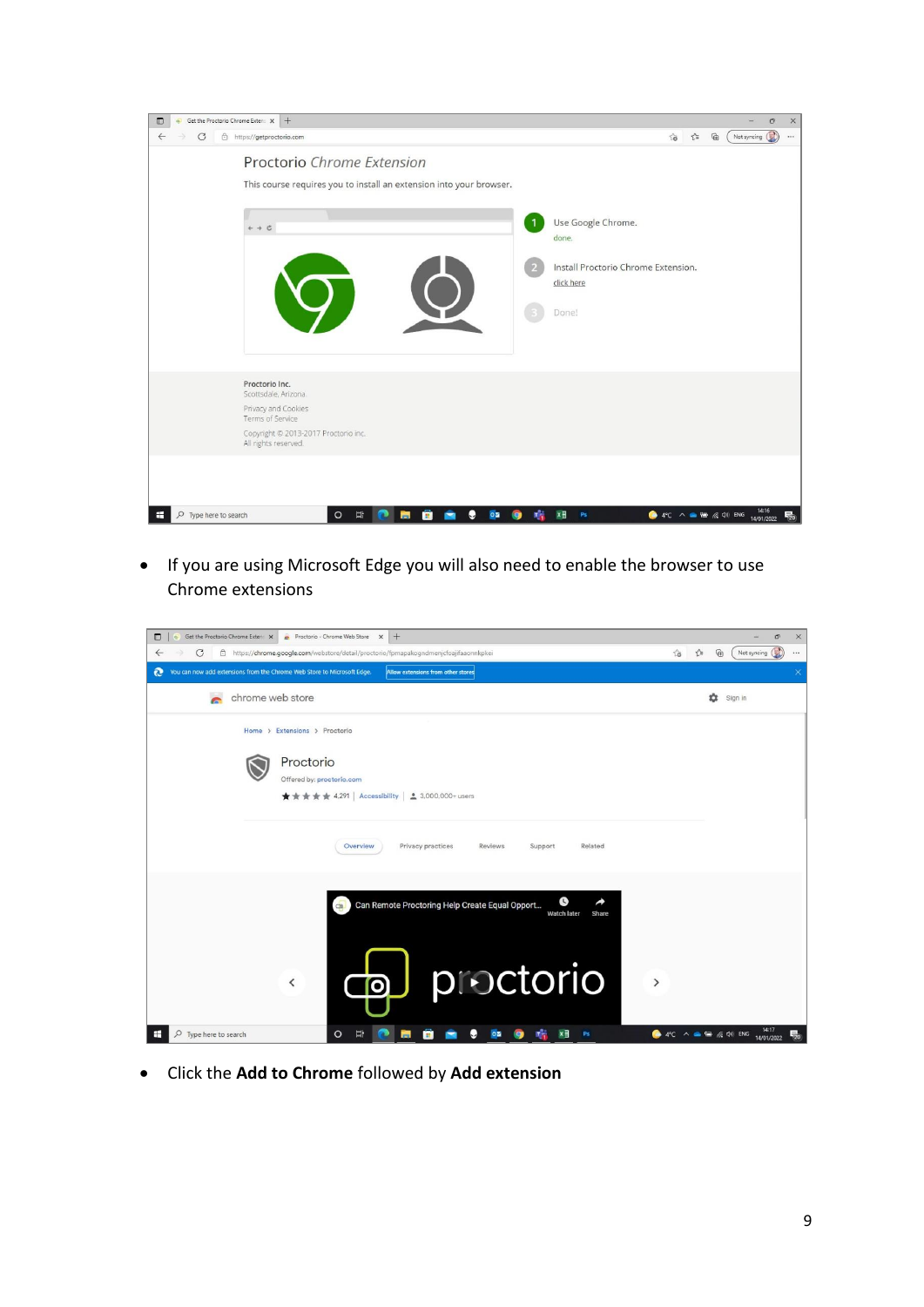- If you are using Microsoft Edge you will also need to enable the browser to use Chrome extensions

- Click the **Add to Chrome** followed by **Add extension**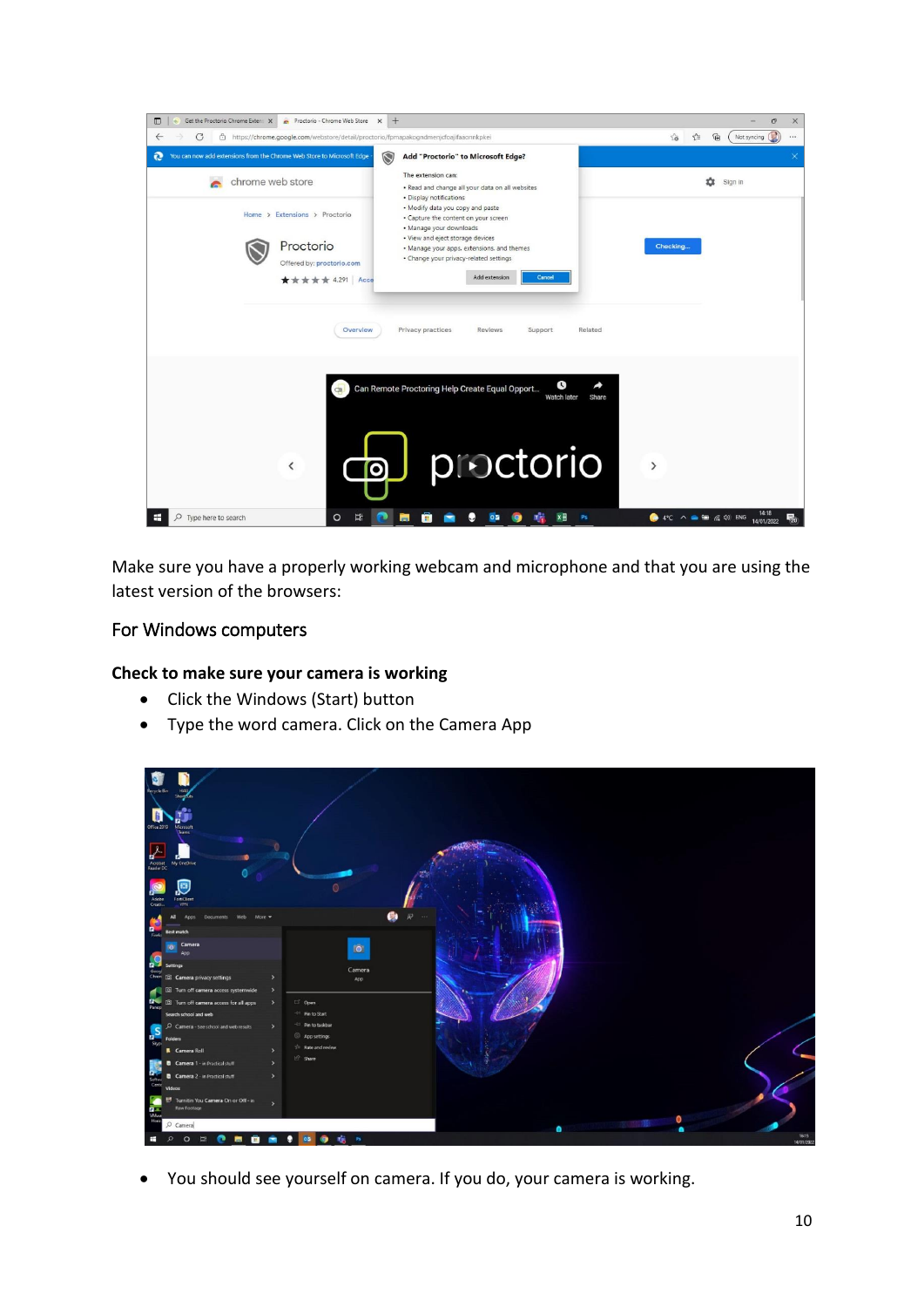Make sure you have a properly working webcam and microphone and that you are using the latest version of the browsers:

## For Windows computers

### Check to make sure your camera is working

- Click the Windows (Start) button
- Type the word camera. Click on the Camera App

- You should see yourself on camera. If you do, your camera is working.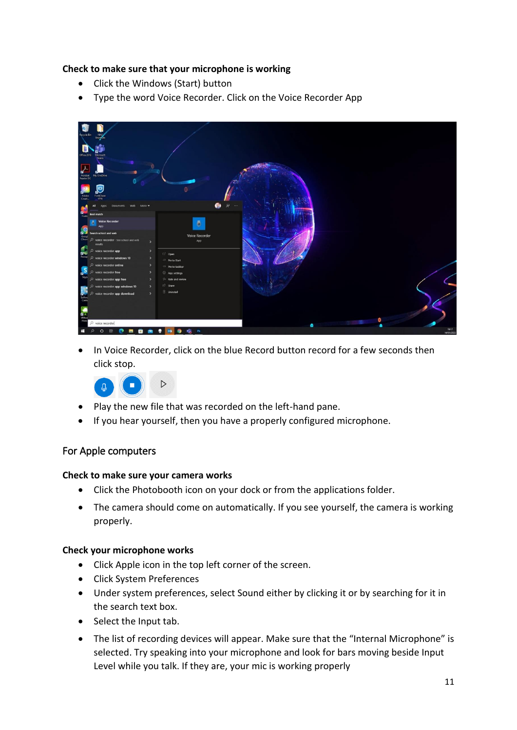**Check to make sure that your microphone is working**

- Click the Windows (Start) button
- Type the word Voice Recorder. Click on the Voice Recorder App

- In Voice Recorder, click on the blue Record button record for a few seconds then click stop.
- Play the new file that was recorded on the left-hand pane.
- If you hear yourself, then you have a properly configured microphone.

## For Apple computers

**Check to make sure your camera works**

- Click the Photobooth icon on your dock or from the applications folder.
- The camera should come on automatically. If you see yourself, the camera is working properly.

**Check your microphone works**

- Click Apple icon in the top left corner of the screen.
- Click System Preferences
- Under system preferences, select Sound either by clicking it or by searching for it in the search text box.
- Select the Input tab.
- The list of recording devices will appear. Make sure that the "Internal Microphone" is selected. Try speaking into your microphone and look for bars moving beside Input Level while you talk. If they are, your mic is working properly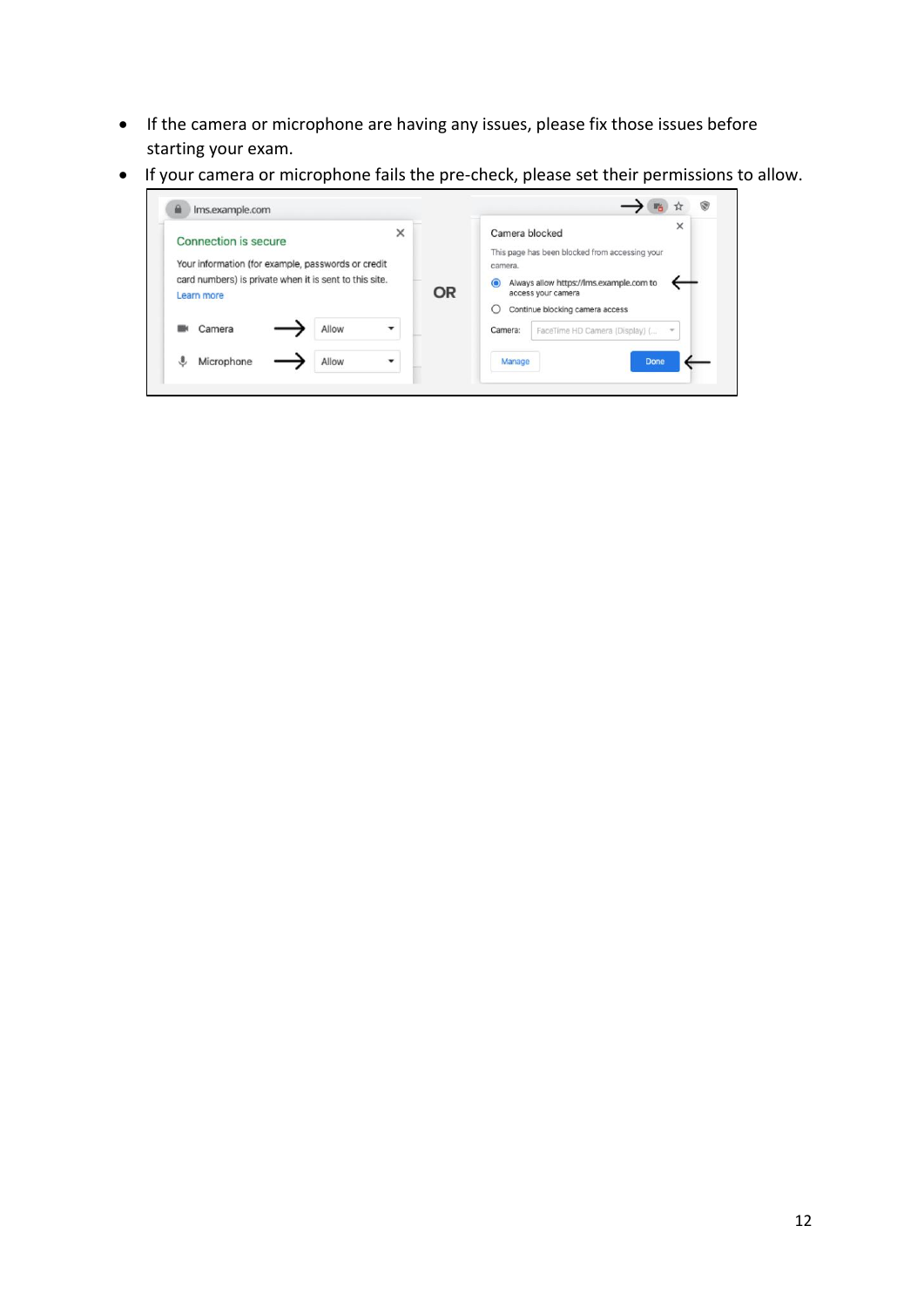- If the camera or microphone are having any issues, please fix those issues before starting your exam.
- If your camera or microphone fails the pre-check, please set their permissions to allow.